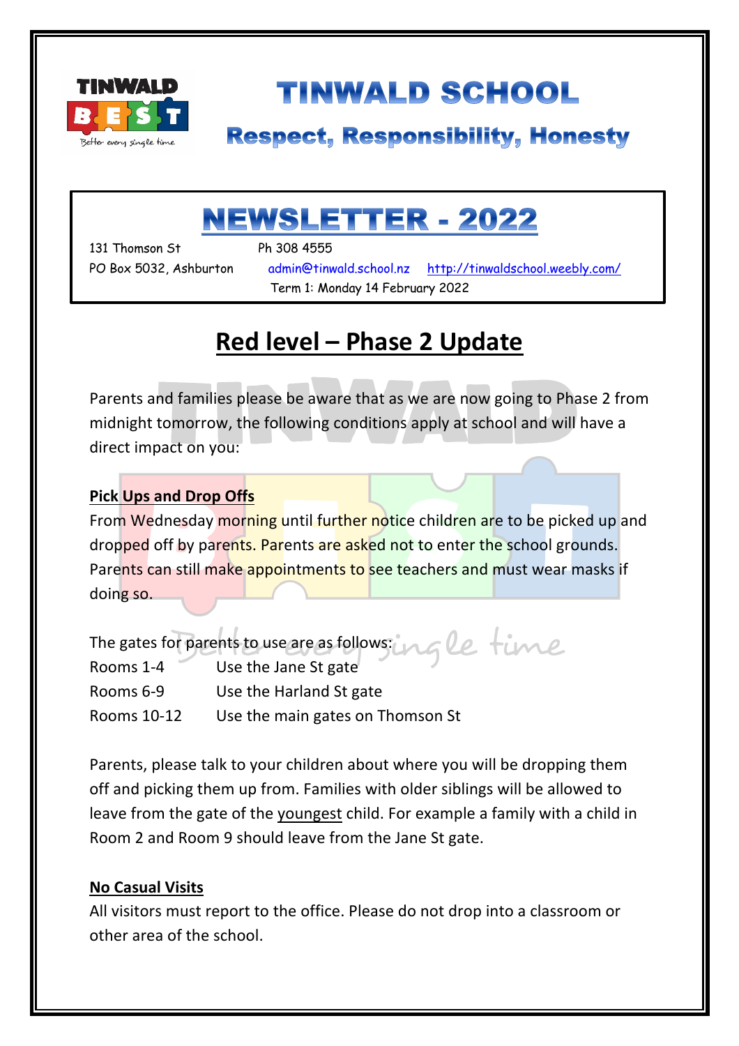# TINWALD SCHOOL

## Respect, Responsibility, Honesty

# NEWSLETTER - 2022

131 Thomson St  Ph 308 4555
PO Box 5032, Ashburton  admin@tinwald.school.nz  http://tinwaldschool.weebly.com/
Term 1: Monday 14 February 2022

## Red level – Phase 2 Update

Parents and families please be aware that as we are now going to Phase 2 from midnight tomorrow, the following conditions apply at school and will have a direct impact on you:

**Pick Ups and Drop Offs**

From Wednesday morning until further notice children are to be picked up and dropped off by parents. Parents are asked not to enter the school grounds. Parents can still make appointments to see teachers and must wear masks if doing so.

The gates for parents to use are as follows:

| | |
|---|---|
| Rooms 1-4 | Use the Jane St gate |
| Rooms 6-9 | Use the Harland St gate |
| Rooms 10-12 | Use the main gates on Thomson St |

Parents, please talk to your children about where you will be dropping them off and picking them up from. Families with older siblings will be allowed to leave from the gate of the youngest child. For example a family with a child in Room 2 and Room 9 should leave from the Jane St gate.

**No Casual Visits**

All visitors must report to the office. Please do not drop into a classroom or other area of the school.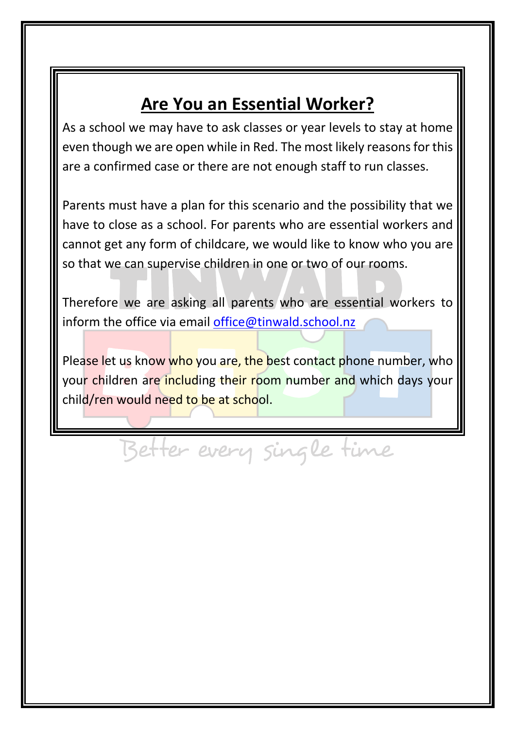## Are You an Essential Worker?

As a school we may have to ask classes or year levels to stay at home even though we are open while in Red. The most likely reasons for this are a confirmed case or there are not enough staff to run classes.

Parents must have a plan for this scenario and the possibility that we have to close as a school. For parents who are essential workers and cannot get any form of childcare, we would like to know who you are so that we can supervise children in one or two of our rooms.

Therefore we are asking all parents who are essential workers to inform the office via email office@tinwald.school.nz

Please let us know who you are, the best contact phone number, who your children are including their room number and which days your child/ren would need to be at school.

Better every single time